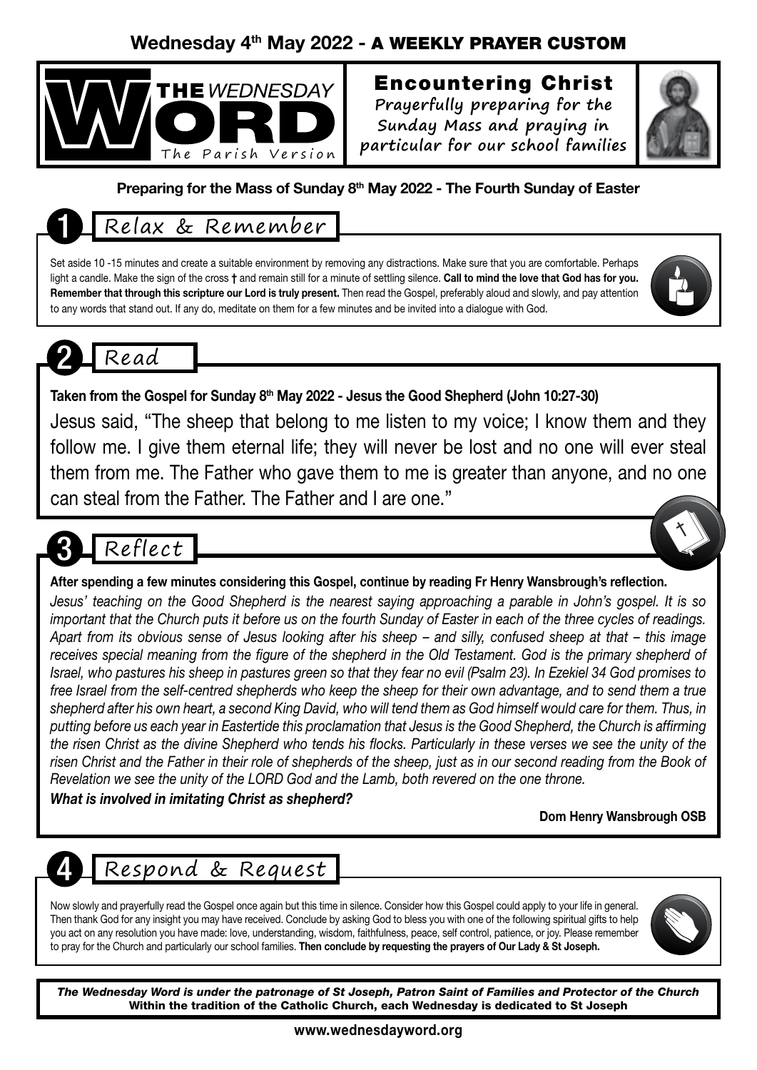**Wednesday 4th May 2022 - A WEEKLY PRAYER CUSTOM**

# THE WEDNESDAY WORD
The Parish Version

## Encountering Christ

Prayerfully preparing for the Sunday Mass and praying in particular for our school families

**Preparing for the Mass of Sunday 8th May 2022 - The Fourth Sunday of Easter**

## 1 Relax & Remember

Set aside 10 -15 minutes and create a suitable environment by removing any distractions. Make sure that you are comfortable. Perhaps light a candle. Make the sign of the cross † and remain still for a minute of settling silence. **Call to mind the love that God has for you. Remember that through this scripture our Lord is truly present.** Then read the Gospel, preferably aloud and slowly, and pay attention to any words that stand out. If any do, meditate on them for a few minutes and be invited into a dialogue with God.

## 2 Read

**Taken from the Gospel for Sunday 8th May 2022 - Jesus the Good Shepherd (John 10:27-30)**

Jesus said, "The sheep that belong to me listen to my voice; I know them and they follow me. I give them eternal life; they will never be lost and no one will ever steal them from me. The Father who gave them to me is greater than anyone, and no one can steal from the Father. The Father and I are one."

## 3 Reflect

**After spending a few minutes considering this Gospel, continue by reading Fr Henry Wansbrough's reflection.**

*Jesus' teaching on the Good Shepherd is the nearest saying approaching a parable in John's gospel. It is so important that the Church puts it before us on the fourth Sunday of Easter in each of the three cycles of readings. Apart from its obvious sense of Jesus looking after his sheep – and silly, confused sheep at that – this image receives special meaning from the figure of the shepherd in the Old Testament. God is the primary shepherd of Israel, who pastures his sheep in pastures green so that they fear no evil (Psalm 23). In Ezekiel 34 God promises to free Israel from the self-centred shepherds who keep the sheep for their own advantage, and to send them a true shepherd after his own heart, a second King David, who will tend them as God himself would care for them. Thus, in putting before us each year in Eastertide this proclamation that Jesus is the Good Shepherd, the Church is affirming the risen Christ as the divine Shepherd who tends his flocks. Particularly in these verses we see the unity of the risen Christ and the Father in their role of shepherds of the sheep, just as in our second reading from the Book of Revelation we see the unity of the LORD God and the Lamb, both revered on the one throne.*

***What is involved in imitating Christ as shepherd?***

**Dom Henry Wansbrough OSB**

## 4 Respond & Request

Now slowly and prayerfully read the Gospel once again but this time in silence. Consider how this Gospel could apply to your life in general. Then thank God for any insight you may have received. Conclude by asking God to bless you with one of the following spiritual gifts to help you act on any resolution you have made: love, understanding, wisdom, faithfulness, peace, self control, patience, or joy. Please remember to pray for the Church and particularly our school families. **Then conclude by requesting the prayers of Our Lady & St Joseph.**

***The Wednesday Word is under the patronage of St Joseph, Patron Saint of Families and Protector of the Church***
**Within the tradition of the Catholic Church, each Wednesday is dedicated to St Joseph**

**www.wednesdayword.org**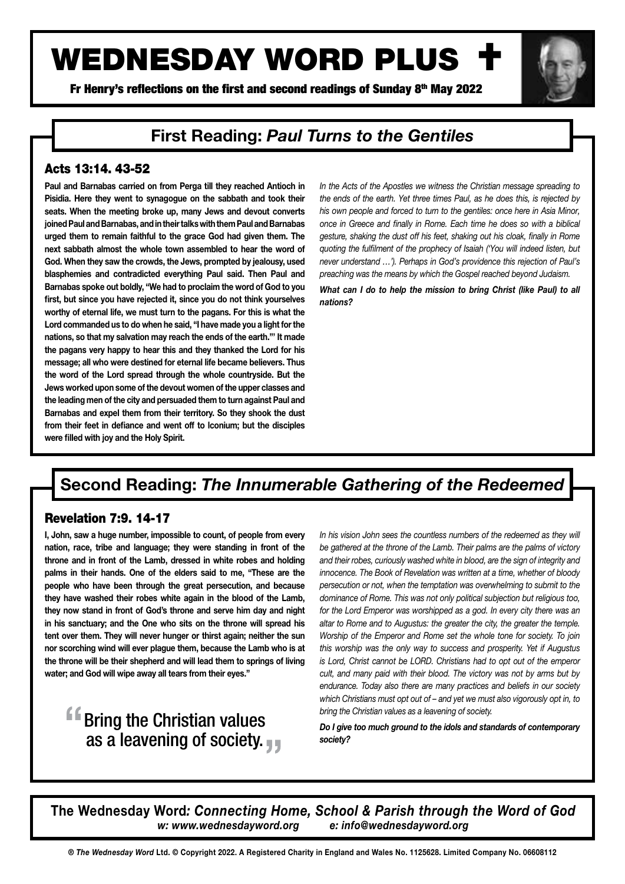# WEDNESDAY WORD PLUS ✝

**Fr Henry's reflections on the first and second readings of Sunday 8th May 2022**

## First Reading: *Paul Turns to the Gentiles*

### Acts 13:14. 43-52

**Paul and Barnabas carried on from Perga till they reached Antioch in Pisidia. Here they went to synagogue on the sabbath and took their seats. When the meeting broke up, many Jews and devout converts joined Paul and Barnabas, and in their talks with them Paul and Barnabas urged them to remain faithful to the grace God had given them. The next sabbath almost the whole town assembled to hear the word of God. When they saw the crowds, the Jews, prompted by jealousy, used blasphemies and contradicted everything Paul said. Then Paul and Barnabas spoke out boldly, "We had to proclaim the word of God to you first, but since you have rejected it, since you do not think yourselves worthy of eternal life, we must turn to the pagans. For this is what the Lord commanded us to do when he said, "I have made you a light for the nations, so that my salvation may reach the ends of the earth."" It made the pagans very happy to hear this and they thanked the Lord for his message; all who were destined for eternal life became believers. Thus the word of the Lord spread through the whole countryside. But the Jews worked upon some of the devout women of the upper classes and the leading men of the city and persuaded them to turn against Paul and Barnabas and expel them from their territory. So they shook the dust from their feet in defiance and went off to Iconium; but the disciples were filled with joy and the Holy Spirit.**

*In the Acts of the Apostles we witness the Christian message spreading to the ends of the earth. Yet three times Paul, as he does this, is rejected by his own people and forced to turn to the gentiles: once here in Asia Minor, once in Greece and finally in Rome. Each time he does so with a biblical gesture, shaking the dust off his feet, shaking out his cloak, finally in Rome quoting the fulfilment of the prophecy of Isaiah ('You will indeed listen, but never understand …'). Perhaps in God's providence this rejection of Paul's preaching was the means by which the Gospel reached beyond Judaism.*

***What can I do to help the mission to bring Christ (like Paul) to all nations?***

## Second Reading: *The Innumerable Gathering of the Redeemed*

### Revelation 7:9. 14-17

**I, John, saw a huge number, impossible to count, of people from every nation, race, tribe and language; they were standing in front of the throne and in front of the Lamb, dressed in white robes and holding palms in their hands. One of the elders said to me, "These are the people who have been through the great persecution, and because they have washed their robes white again in the blood of the Lamb, they now stand in front of God's throne and serve him day and night in his sanctuary; and the One who sits on the throne will spread his tent over them. They will never hunger or thirst again; neither the sun nor scorching wind will ever plague them, because the Lamb who is at the throne will be their shepherd and will lead them to springs of living water; and God will wipe away all tears from their eyes."**

> "Bring the Christian values as a leavening of society."

*In his vision John sees the countless numbers of the redeemed as they will be gathered at the throne of the Lamb. Their palms are the palms of victory and their robes, curiously washed white in blood, are the sign of integrity and innocence. The Book of Revelation was written at a time, whether of bloody persecution or not, when the temptation was overwhelming to submit to the dominance of Rome. This was not only political subjection but religious too, for the Lord Emperor was worshipped as a god. In every city there was an altar to Rome and to Augustus: the greater the city, the greater the temple. Worship of the Emperor and Rome set the whole tone for society. To join this worship was the only way to success and prosperity. Yet if Augustus is Lord, Christ cannot be LORD. Christians had to opt out of the emperor cult, and many paid with their blood. The victory was not by arms but by endurance. Today also there are many practices and beliefs in our society which Christians must opt out of – and yet we must also vigorously opt in, to bring the Christian values as a leavening of society.*

***Do I give too much ground to the idols and standards of contemporary society?***

**The Wednesday Word*: Connecting Home, School & Parish through the Word of God***
***w: www.wednesdayword.org e: info@wednesdayword.org***

® *The Wednesday Word* Ltd. © Copyright 2022. A Registered Charity in England and Wales No. 1125628. Limited Company No. 06608112